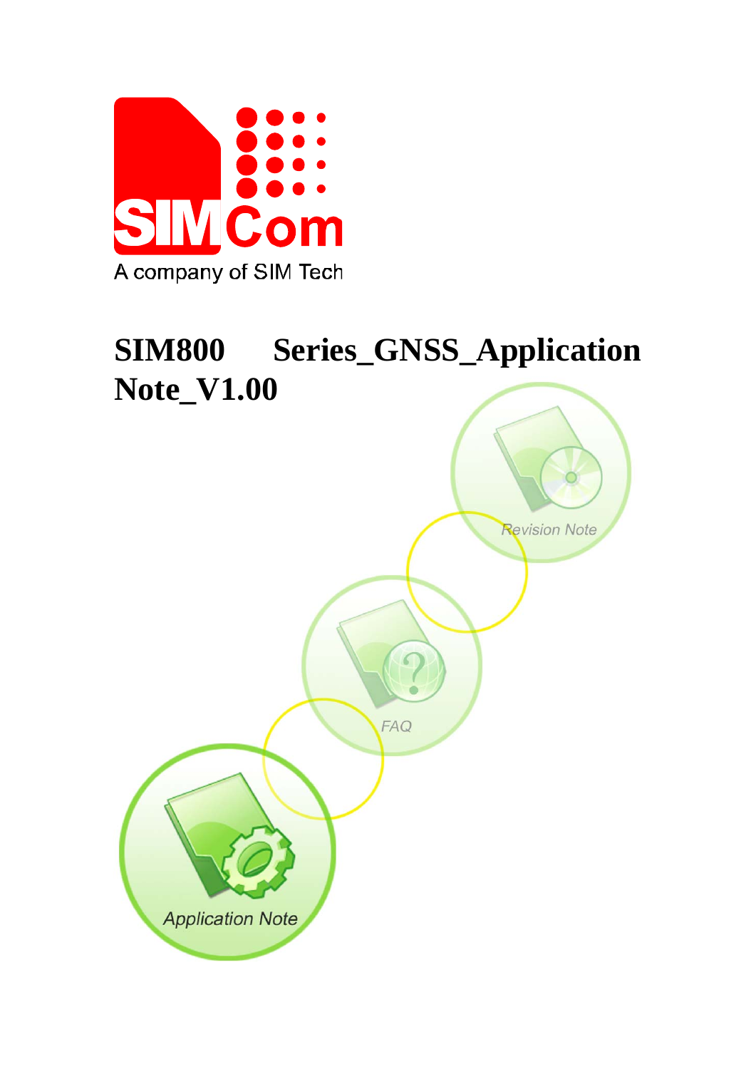A company of SIM Tech

# SIM800 Series_GNSS_Application Note_V1.00

Revision Note

FAQ

Application Note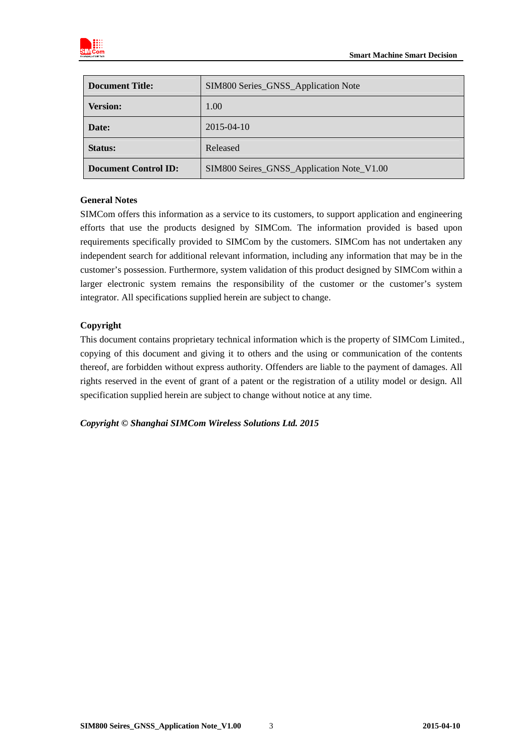| Document Title: | SIM800 Series_GNSS_Application Note |
|---|---|
| Version: | 1.00 |
| Date: | 2015-04-10 |
| Status: | Released |
| Document Control ID: | SIM800 Seires_GNSS_Application Note_V1.00 |

**General Notes**

SIMCom offers this information as a service to its customers, to support application and engineering efforts that use the products designed by SIMCom. The information provided is based upon requirements specifically provided to SIMCom by the customers. SIMCom has not undertaken any independent search for additional relevant information, including any information that may be in the customer's possession. Furthermore, system validation of this product designed by SIMCom within a larger electronic system remains the responsibility of the customer or the customer's system integrator. All specifications supplied herein are subject to change.

**Copyright**

This document contains proprietary technical information which is the property of SIMCom Limited., copying of this document and giving it to others and the using or communication of the contents thereof, are forbidden without express authority. Offenders are liable to the payment of damages. All rights reserved in the event of grant of a patent or the registration of a utility model or design. All specification supplied herein are subject to change without notice at any time.

***Copyright © Shanghai SIMCom Wireless Solutions Ltd. 2015***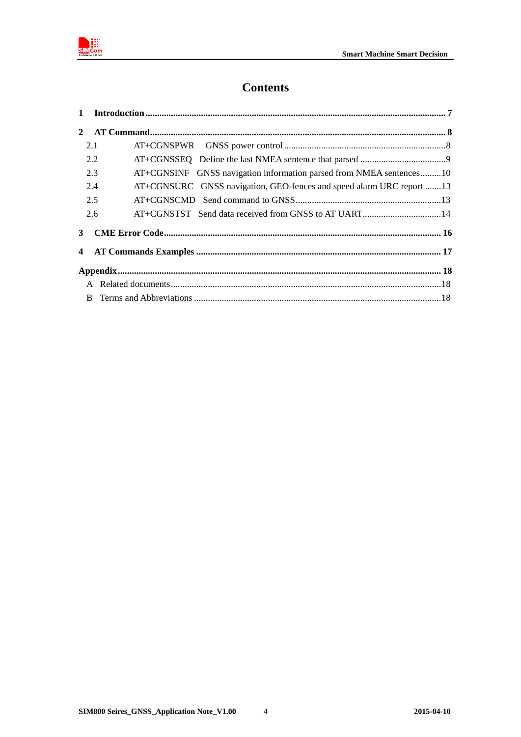# Contents

1 Introduction ........................................................................................................................................ 7

2 AT Command....................................................................................................................................... 8

- 2.1 AT+CGNSPWR GNSS power control ..................................................................... 8
- 2.2 AT+CGNSSEQ Define the last NMEA sentence that parsed ..................................... 9
- 2.3 AT+CGNSINF GNSS navigation information parsed from NMEA sentences......... 10
- 2.4 AT+CGNSURC GNSS navigation, GEO-fences and speed alarm URC report ....... 13
- 2.5 AT+CGNSCMD Send command to GNSS .............................................................. 13
- 2.6 AT+CGNSTST Send data received from GNSS to AT UART.................................. 14

3 CME Error Code.................................................................................................................................. 16

4 AT Commands Examples .................................................................................................................. 17

Appendix ................................................................................................................................................ 18

- A Related documents ........................................................................................................................... 18
- B Terms and Abbreviations ................................................................................................................. 18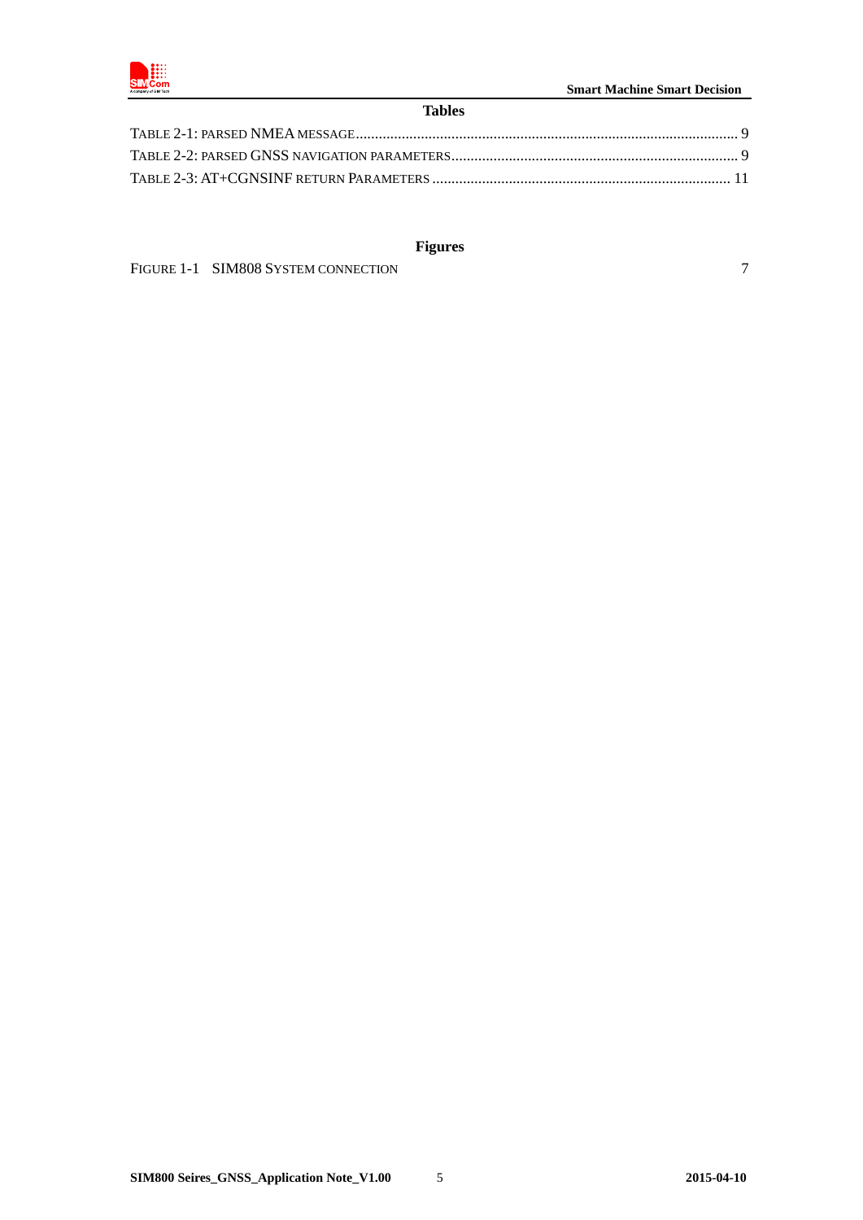## Tables

TABLE 2-1: PARSED NMEA MESSAGE.................................................................................................... 9

TABLE 2-2: PARSED GNSS NAVIGATION PARAMETERS........................................................................... 9

TABLE 2-3: AT+CGNSINF RETURN PARAMETERS ............................................................................. 11

## Figures

FIGURE 1-1 SIM808 SYSTEM CONNECTION 7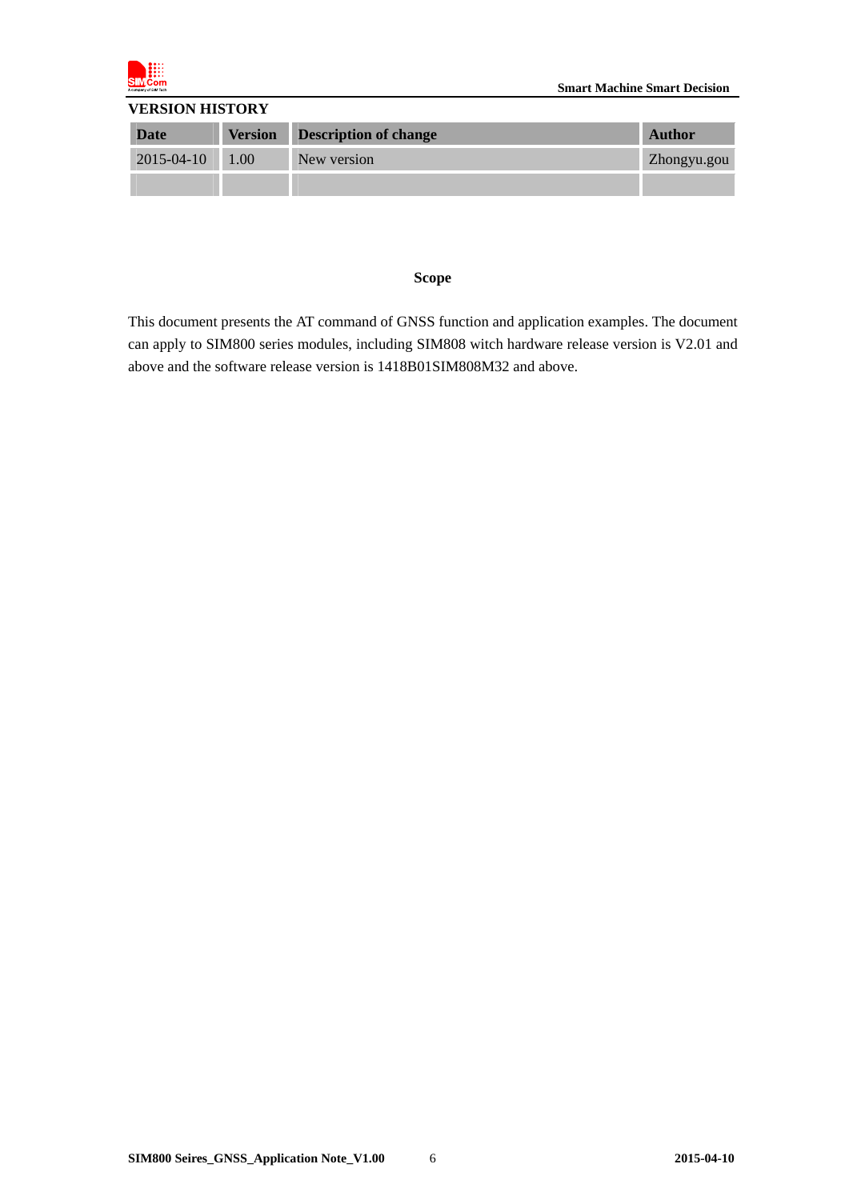## VERSION HISTORY

| Date | Version | Description of change | Author |
|---|---|---|---|
| 2015-04-10 | 1.00 | New version | Zhongyu.gou |
| | | | |

**Scope**

This document presents the AT command of GNSS function and application examples. The document can apply to SIM800 series modules, including SIM808 witch hardware release version is V2.01 and above and the software release version is 1418B01SIM808M32 and above.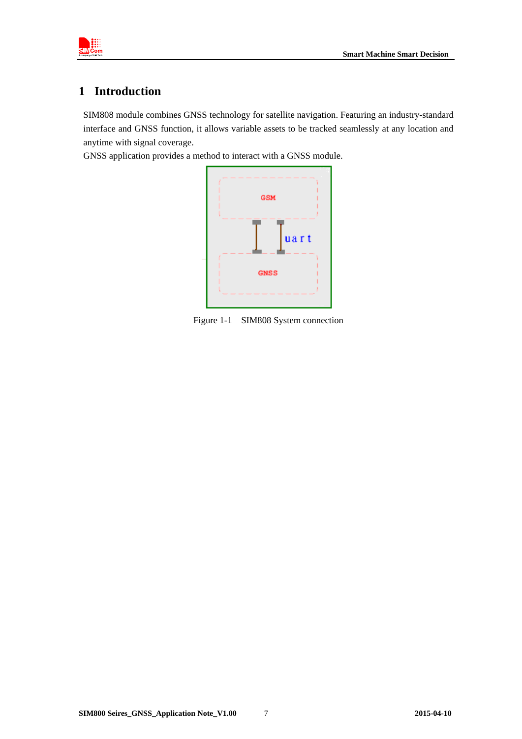# 1 Introduction

SIM808 module combines GNSS technology for satellite navigation. Featuring an industry-standard interface and GNSS function, it allows variable assets to be tracked seamlessly at any location and anytime with signal coverage.

GNSS application provides a method to interact with a GNSS module.

Figure 1-1 SIM808 System connection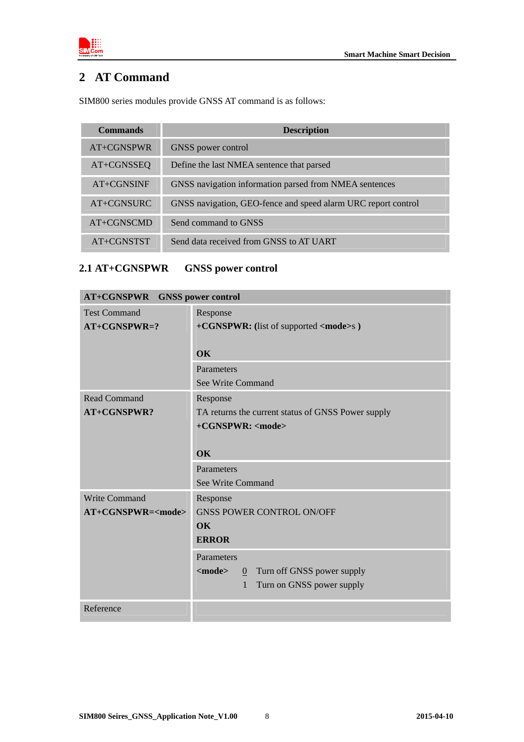# 2 AT Command

SIM800 series modules provide GNSS AT command is as follows:

| Commands | Description |
|---|---|
| AT+CGNSPWR | GNSS power control |
| AT+CGNSSEQ | Define the last NMEA sentence that parsed |
| AT+CGNSINF | GNSS navigation information parsed from NMEA sentences |
| AT+CGNSURC | GNSS navigation, GEO-fence and speed alarm URC report control |
| AT+CGNSCMD | Send command to GNSS |
| AT+CGNSTST | Send data received from GNSS to AT UART |

## 2.1 AT+CGNSPWR GNSS power control

| **AT+CGNSPWR GNSS power control** | |
|---|---|
| Test Command<br>**AT+CGNSPWR=?** | Response<br>**+CGNSPWR: (**list of supported **<mode>**s **)**<br><br>**OK** |
| | Parameters<br>See Write Command |
| Read Command<br>**AT+CGNSPWR?** | Response<br>TA returns the current status of GNSS Power supply<br>**+CGNSPWR: <mode>**<br><br>**OK** |
| | Parameters<br>See Write Command |
| Write Command<br>**AT+CGNSPWR=<mode>** | Response<br>GNSS POWER CONTROL ON/OFF<br>**OK**<br>**ERROR** |
| | Parameters<br>**<mode>** 0 Turn off GNSS power supply<br>1 Turn on GNSS power supply |
| Reference | |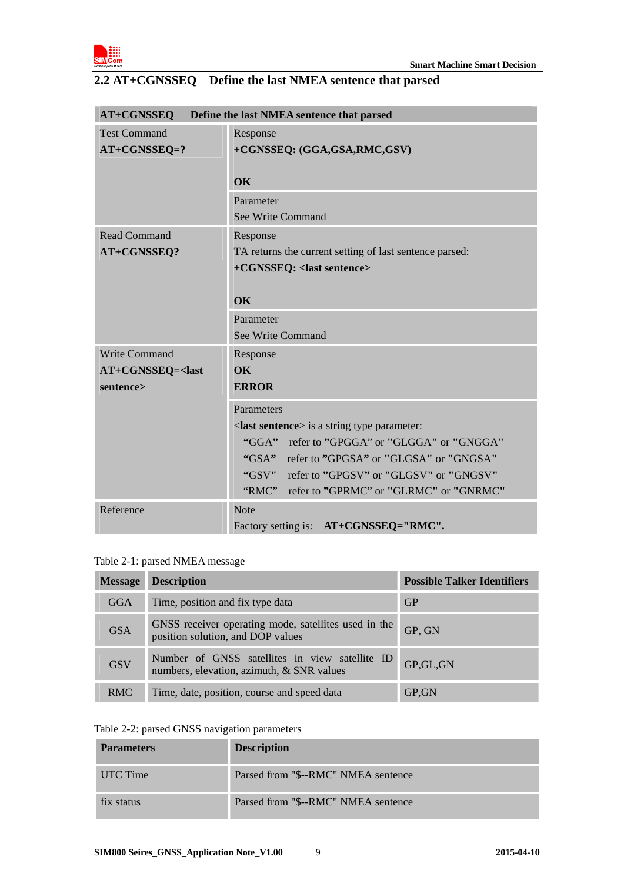## 2.2 AT+CGNSSEQ Define the last NMEA sentence that parsed

| **AT+CGNSSEQ Define the last NMEA sentence that parsed** | |
|---|---|
| Test Command<br>**AT+CGNSSEQ=?** | Response<br>**+CGNSSEQ: (GGA,GSA,RMC,GSV)**<br><br>**OK** |
| | Parameter<br>See Write Command |
| Read Command<br>**AT+CGNSSEQ?** | Response<br>TA returns the current setting of last sentence parsed:<br>**+CGNSSEQ: <last sentence>**<br><br>**OK** |
| | Parameter<br>See Write Command |
| Write Command<br>**AT+CGNSSEQ=<last sentence>** | Response<br>**OK**<br>**ERROR** |
| | Parameters<br><**last sentence**> is a string type parameter:<br>"GGA" refer to "GPGGA" or "GLGGA" or "GNGGA"<br>"GSA" refer to "GPGSA" or "GLGSA" or "GNGSA"<br>"GSV" refer to "GPGSV" or "GLGSV" or "GNGSV"<br>"RMC" refer to "GPRMC" or "GLRMC" or "GNRMC" |
| Reference | Note<br>Factory setting is: **AT+CGNSSEQ="RMC".** |

Table 2-1: parsed NMEA message

| Message | Description | Possible Talker Identifiers |
|---|---|---|
| GGA | Time, position and fix type data | GP |
| GSA | GNSS receiver operating mode, satellites used in the position solution, and DOP values | GP, GN |
| GSV | Number of GNSS satellites in view satellite ID numbers, elevation, azimuth, & SNR values | GP,GL,GN |
| RMC | Time, date, position, course and speed data | GP,GN |

Table 2-2: parsed GNSS navigation parameters

| Parameters | Description |
|---|---|
| UTC Time | Parsed from "$--RMC" NMEA sentence |
| fix status | Parsed from "$--RMC" NMEA sentence |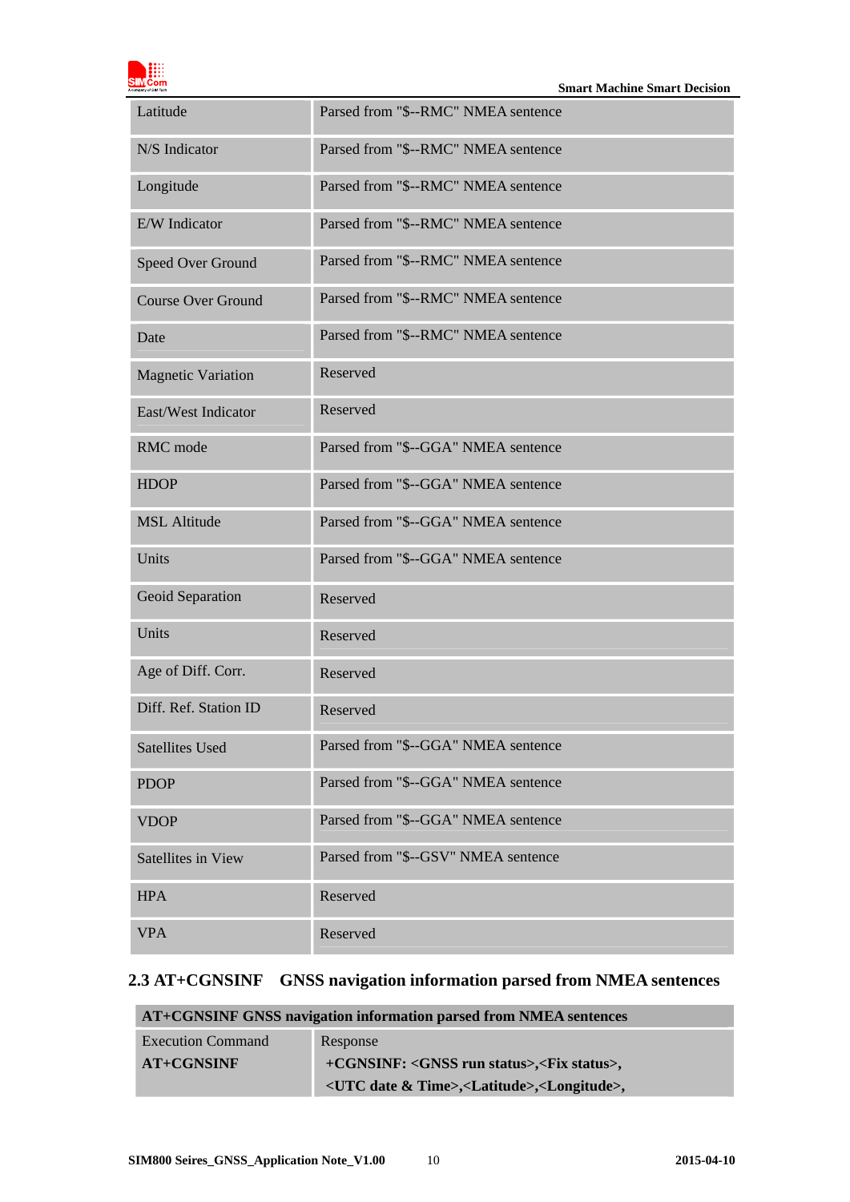| | |
|---|---|
| Latitude | Parsed from "$--RMC" NMEA sentence |
| N/S Indicator | Parsed from "$--RMC" NMEA sentence |
| Longitude | Parsed from "$--RMC" NMEA sentence |
| E/W Indicator | Parsed from "$--RMC" NMEA sentence |
| Speed Over Ground | Parsed from "$--RMC" NMEA sentence |
| Course Over Ground | Parsed from "$--RMC" NMEA sentence |
| Date | Parsed from "$--RMC" NMEA sentence |
| Magnetic Variation | Reserved |
| East/West Indicator | Reserved |
| RMC mode | Parsed from "$--GGA" NMEA sentence |
| HDOP | Parsed from "$--GGA" NMEA sentence |
| MSL Altitude | Parsed from "$--GGA" NMEA sentence |
| Units | Parsed from "$--GGA" NMEA sentence |
| Geoid Separation | Reserved |
| Units | Reserved |
| Age of Diff. Corr. | Reserved |
| Diff. Ref. Station ID | Reserved |
| Satellites Used | Parsed from "$--GGA" NMEA sentence |
| PDOP | Parsed from "$--GGA" NMEA sentence |
| VDOP | Parsed from "$--GGA" NMEA sentence |
| Satellites in View | Parsed from "$--GSV" NMEA sentence |
| HPA | Reserved |
| VPA | Reserved |

## 2.3 AT+CGNSINF GNSS navigation information parsed from NMEA sentences

| **AT+CGNSINF GNSS navigation information parsed from NMEA sentences** | |
|---|---|
| Execution Command<br>**AT+CGNSINF** | Response<br>**+CGNSINF: <GNSS run status>,<Fix status>,<br><UTC date & Time>,<Latitude>,<Longitude>,** |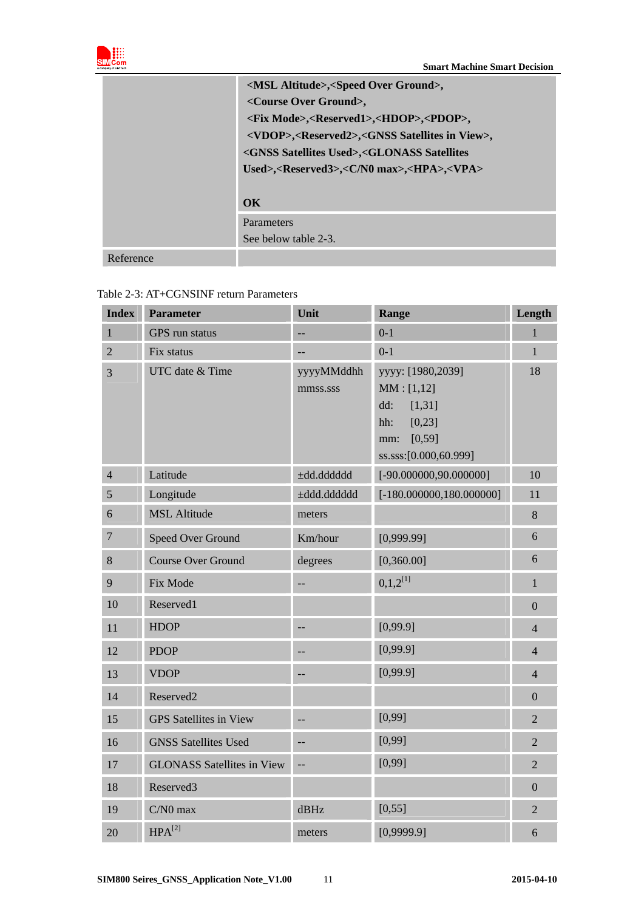| | **<MSL Altitude>,<Speed Over Ground>,<br><Course Over Ground>,<br><Fix Mode>,<Reserved1>,<HDOP>,<PDOP>,<br><VDOP>,<Reserved2>,<GNSS Satellites in View>,<br><GNSS Satellites Used>,<GLONASS Satellites Used>,<Reserved3>,<C/N0 max>,<HPA>,<VPA>**<br><br>**OK** |
|---|---|
| | Parameters<br>See below table 2-3. |
| Reference | |

Table 2-3: AT+CGNSINF return Parameters

| Index | Parameter | Unit | Range | Length |
|---|---|---|---|---|
| 1 | GPS run status | -- | 0-1 | 1 |
| 2 | Fix status | -- | 0-1 | 1 |
| 3 | UTC date & Time | yyyyMMddhh mmss.sss | yyyy: [1980,2039]<br>MM : [1,12]<br>dd: [1,31]<br>hh: [0,23]<br>mm: [0,59]<br>ss.sss:[0.000,60.999] | 18 |
| 4 | Latitude | ±dd.dddddd | [-90.000000,90.000000] | 10 |
| 5 | Longitude | ±ddd.dddddd | [-180.000000,180.000000] | 11 |
| 6 | MSL Altitude | meters | | 8 |
| 7 | Speed Over Ground | Km/hour | [0,999.99] | 6 |
| 8 | Course Over Ground | degrees | [0,360.00] | 6 |
| 9 | Fix Mode | -- | 0,1,2[1] | 1 |
| 10 | Reserved1 | | | 0 |
| 11 | HDOP | -- | [0,99.9] | 4 |
| 12 | PDOP | -- | [0,99.9] | 4 |
| 13 | VDOP | -- | [0,99.9] | 4 |
| 14 | Reserved2 | | | 0 |
| 15 | GPS Satellites in View | -- | [0,99] | 2 |
| 16 | GNSS Satellites Used | -- | [0,99] | 2 |
| 17 | GLONASS Satellites in View | -- | [0,99] | 2 |
| 18 | Reserved3 | | | 0 |
| 19 | C/N0 max | dBHz | [0,55] | 2 |
| 20 | HPA[2] | meters | [0,9999.9] | 6 |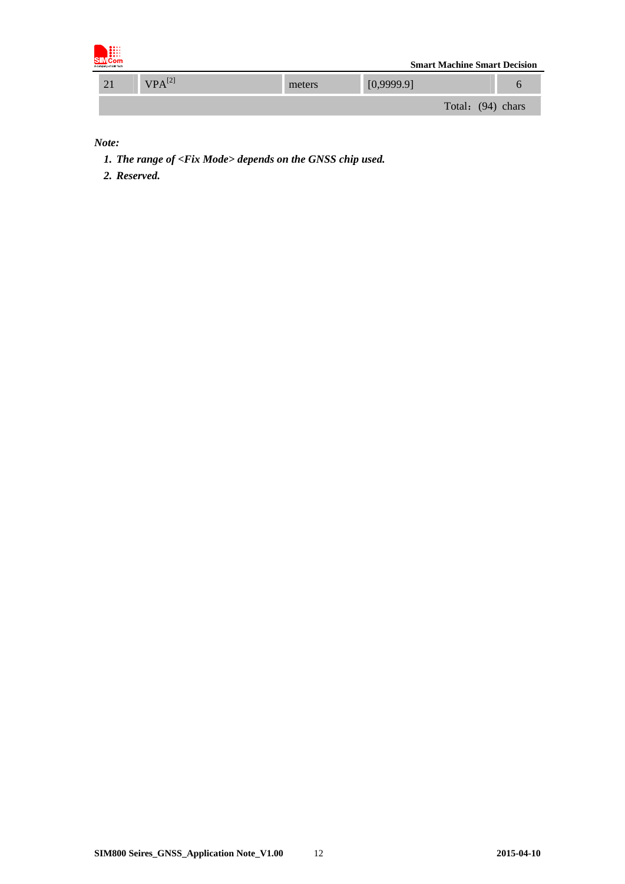| 21 | VPA[2] | meters | [0,9999.9] | 6 |
| --- | --- | --- | --- | --- |
| | | | Total：(94) chars | |

*Note:*

1. ***The range of <Fix Mode> depends on the GNSS chip used.***
2. ***Reserved.***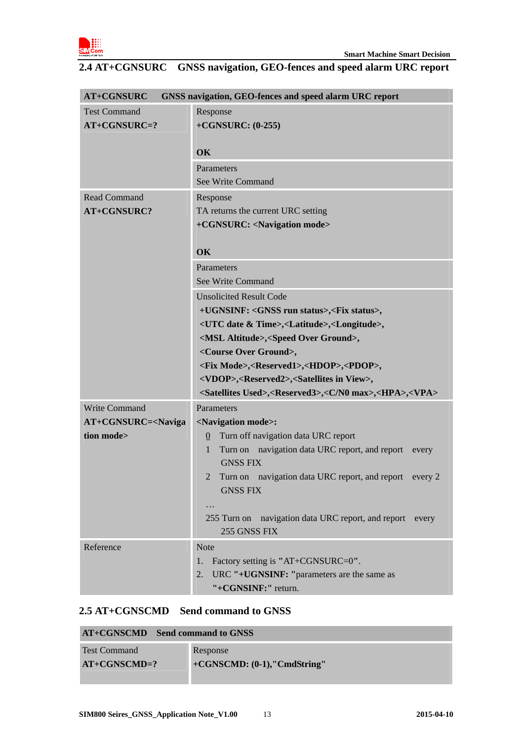## 2.4 AT+CGNSURC GNSS navigation, GEO-fences and speed alarm URC report

| AT+CGNSURC GNSS navigation, GEO-fences and speed alarm URC report | |
|---|---|
| Test Command<br>**AT+CGNSURC=?** | Response<br>**+CGNSURC: (0-255)**<br><br>**OK** |
| | Parameters<br>See Write Command |
| Read Command<br>**AT+CGNSURC?** | Response<br>TA returns the current URC setting<br>**+CGNSURC: <Navigation mode>**<br><br>**OK** |
| | Parameters<br>See Write Command |
| | Unsolicited Result Code<br>**+UGNSINF: <GNSS run status>,<Fix status>, <UTC date & Time>,<Latitude>,<Longitude>, <MSL Altitude>,<Speed Over Ground>, <Course Over Ground>, <Fix Mode>,<Reserved1>,<HDOP>,<PDOP>, <VDOP>,<Reserved2>,<Satellites in View>, <Satellites Used>,<Reserved3>,<C/N0 max>,<HPA>,<VPA>** |
| Write Command<br>**AT+CGNSURC=<Navigation mode>** | Parameters<br>**<Navigation mode>:**<br>0 Turn off navigation data URC report<br>1 Turn on navigation data URC report, and report every GNSS FIX<br>2 Turn on navigation data URC report, and report every 2 GNSS FIX<br>…<br>255 Turn on navigation data URC report, and report every 255 GNSS FIX |
| Reference | Note<br>1. Factory setting is "AT+CGNSURC=0".<br>2. URC "**+UGNSINF:** "parameters are the same as "**+CGNSINF:**" return. |

## 2.5 AT+CGNSCMD Send command to GNSS

| AT+CGNSCMD Send command to GNSS | |
|---|---|
| Test Command<br>**AT+CGNSCMD=?** | Response<br>**+CGNSCMD: (0-1),"CmdString"** |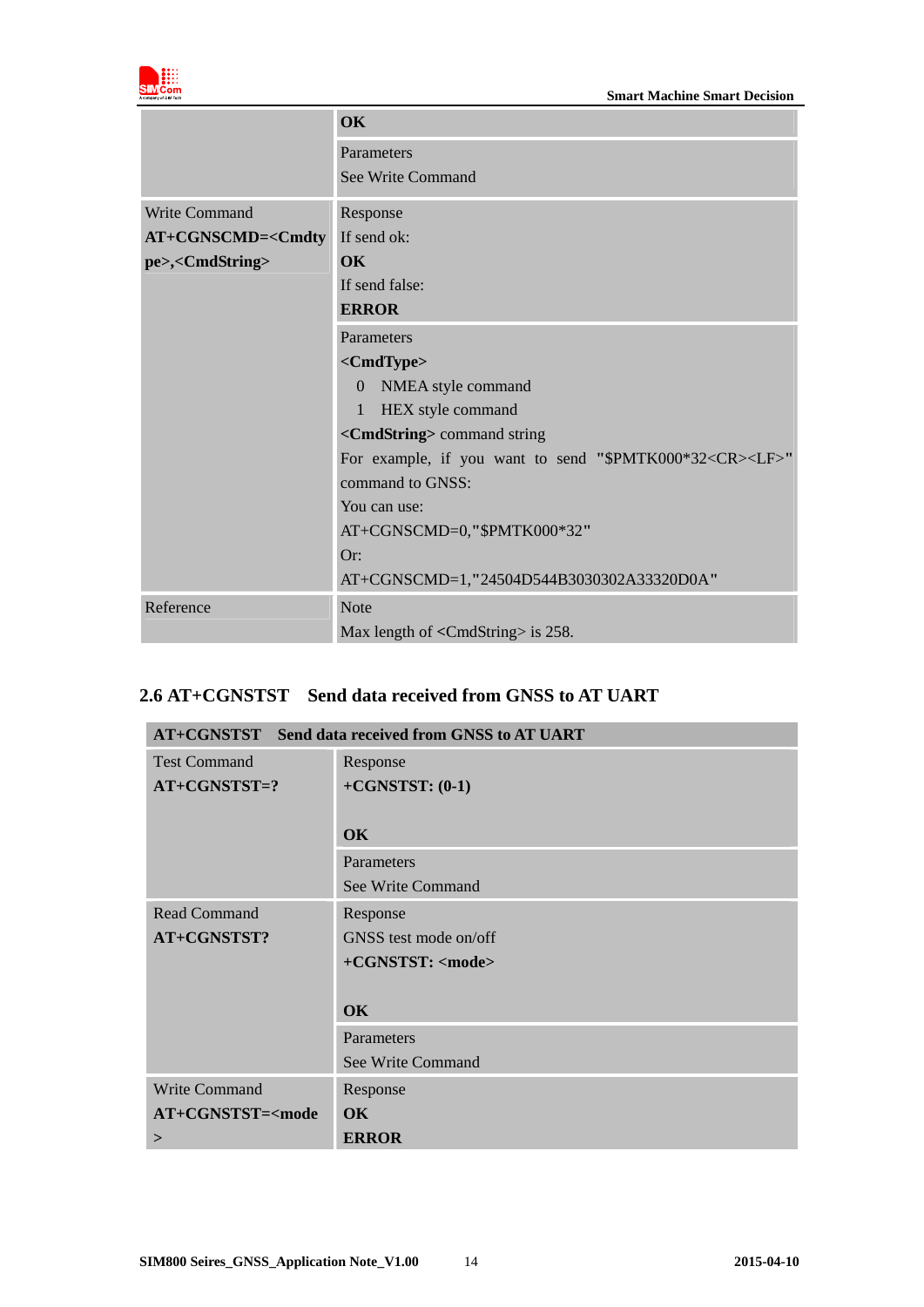| | |
|---|---|
| | **OK** |
| | Parameters<br>See Write Command |
| Write Command<br>**AT+CGNSCMD=<Cmdtype>,<CmdString>** | Response<br>If send ok:<br>**OK**<br>If send false:<br>**ERROR** |
| | Parameters<br>**<CmdType>**<br>0 NMEA style command<br>1 HEX style command<br>**<CmdString>** command string<br>For example, if you want to send "$PMTK000*32<CR><LF>" command to GNSS:<br>You can use:<br>AT+CGNSCMD=0,"$PMTK000*32"<br>Or:<br>AT+CGNSCMD=1,"24504D544B3030302A33320D0A" |
| Reference | Note<br>Max length of <CmdString> is 258. |

## 2.6 AT+CGNSTST Send data received from GNSS to AT UART

| **AT+CGNSTST Send data received from GNSS to AT UART** | |
|---|---|
| Test Command<br>**AT+CGNSTST=?** | Response<br>**+CGNSTST: (0-1)**<br><br>**OK** |
| | Parameters<br>See Write Command |
| Read Command<br>**AT+CGNSTST?** | Response<br>GNSS test mode on/off<br>**+CGNSTST: <mode>**<br><br>**OK** |
| | Parameters<br>See Write Command |
| Write Command<br>**AT+CGNSTST=<mode>** | Response<br>**OK**<br>**ERROR** |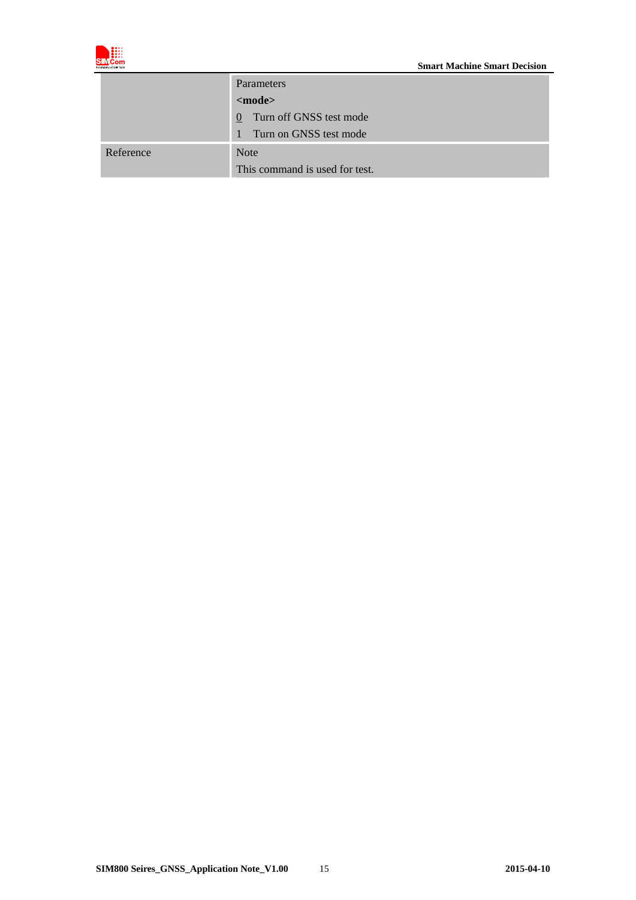|  |  |
|---|---|
|  | Parameters<br>**<mode>**<br><u>0</u> Turn off GNSS test mode<br>1 Turn on GNSS test mode |
| Reference | Note<br>This command is used for test. |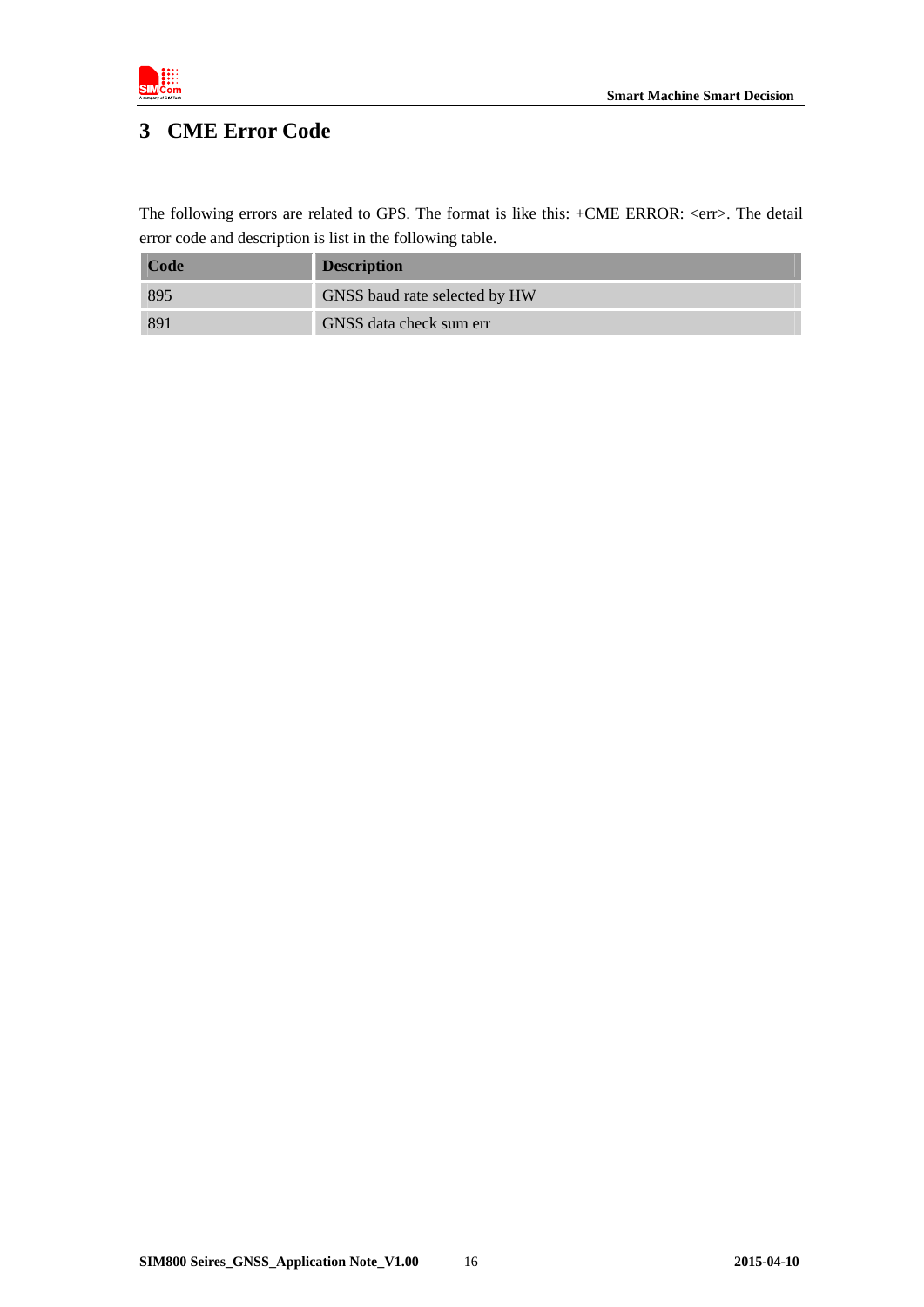# 3 CME Error Code

The following errors are related to GPS. The format is like this: +CME ERROR: <err>. The detail error code and description is list in the following table.

| Code | Description |
|---|---|
| 895 | GNSS baud rate selected by HW |
| 891 | GNSS data check sum err |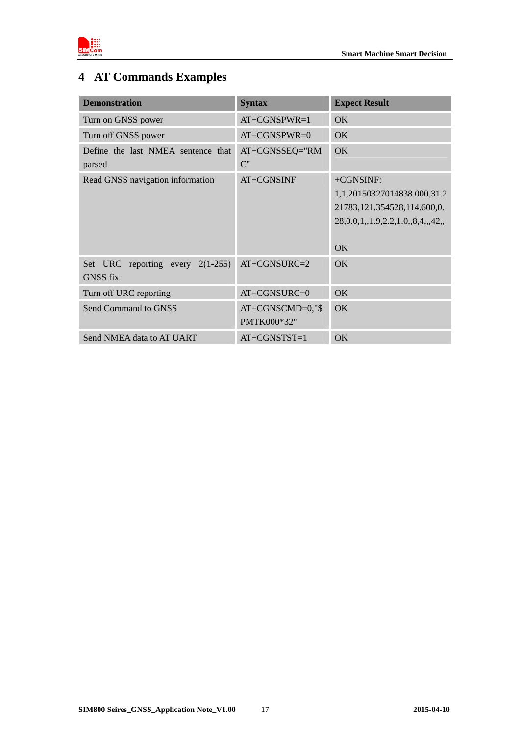# 4 AT Commands Examples

| Demonstration | Syntax | Expect Result |
|---|---|---|
| Turn on GNSS power | AT+CGNSPWR=1 | OK |
| Turn off GNSS power | AT+CGNSPWR=0 | OK |
| Define the last NMEA sentence that parsed | AT+CGNSSEQ="RMC" | OK |
| Read GNSS navigation information | AT+CGNSINF | +CGNSINF: 1,1,20150327014838.000,31.221783,121.354528,114.600,0.28,0.0,1,,1.9,2.2,1.0,,8,4,,,42,,<br><br>OK |
| Set URC reporting every 2(1-255) GNSS fix | AT+CGNSURC=2 | OK |
| Turn off URC reporting | AT+CGNSURC=0 | OK |
| Send Command to GNSS | AT+CGNSCMD=0,"$PMTK000*32" | OK |
| Send NMEA data to AT UART | AT+CGNSTST=1 | OK |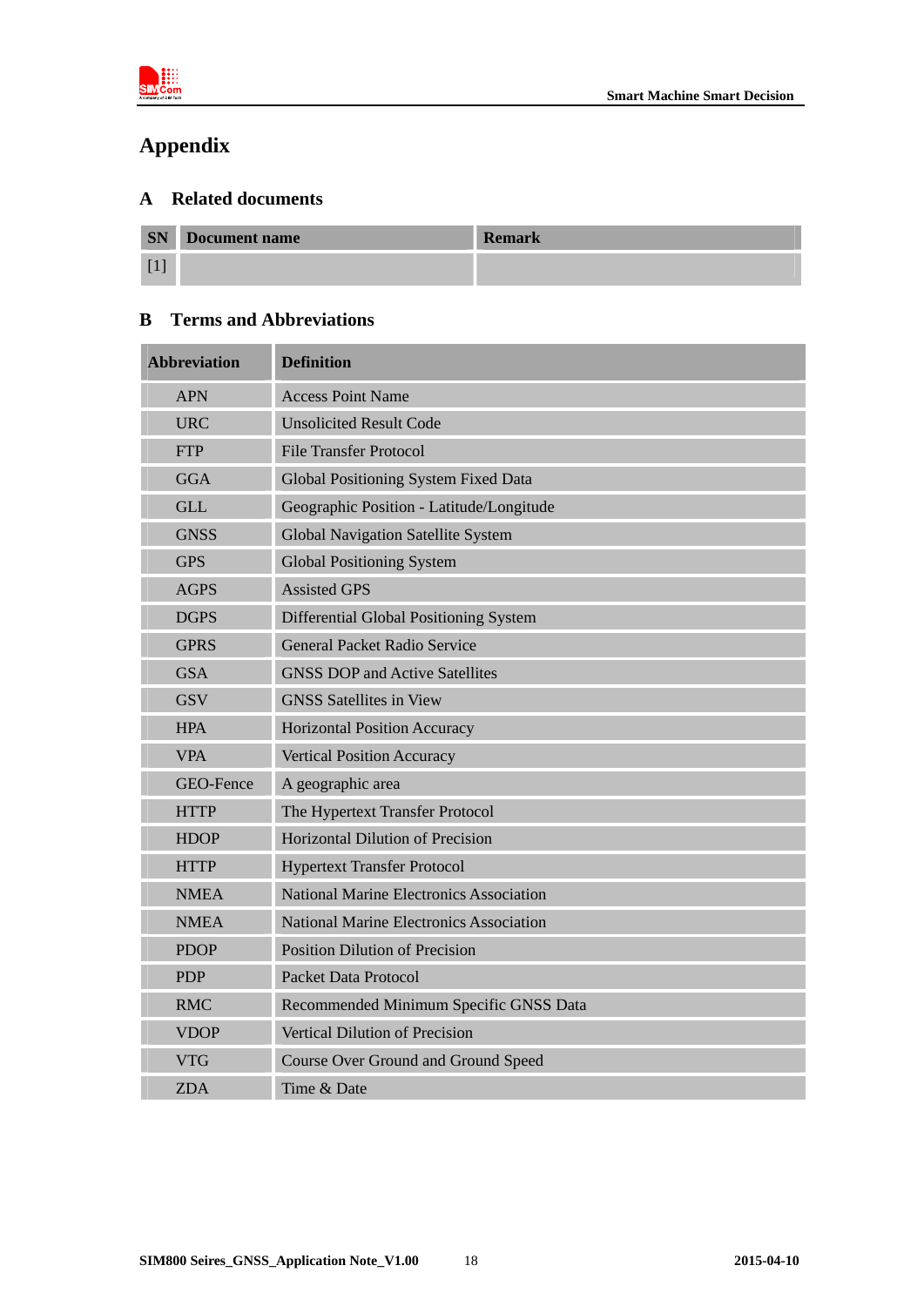# Appendix

## A Related documents

| SN | Document name | Remark |
| --- | --- | --- |
| [1] | | |

## B Terms and Abbreviations

| Abbreviation | Definition |
| --- | --- |
| APN | Access Point Name |
| URC | Unsolicited Result Code |
| FTP | File Transfer Protocol |
| GGA | Global Positioning System Fixed Data |
| GLL | Geographic Position - Latitude/Longitude |
| GNSS | Global Navigation Satellite System |
| GPS | Global Positioning System |
| AGPS | Assisted GPS |
| DGPS | Differential Global Positioning System |
| GPRS | General Packet Radio Service |
| GSA | GNSS DOP and Active Satellites |
| GSV | GNSS Satellites in View |
| HPA | Horizontal Position Accuracy |
| VPA | Vertical Position Accuracy |
| GEO-Fence | A geographic area |
| HTTP | The Hypertext Transfer Protocol |
| HDOP | Horizontal Dilution of Precision |
| HTTP | Hypertext Transfer Protocol |
| NMEA | National Marine Electronics Association |
| NMEA | National Marine Electronics Association |
| PDOP | Position Dilution of Precision |
| PDP | Packet Data Protocol |
| RMC | Recommended Minimum Specific GNSS Data |
| VDOP | Vertical Dilution of Precision |
| VTG | Course Over Ground and Ground Speed |
| ZDA | Time & Date |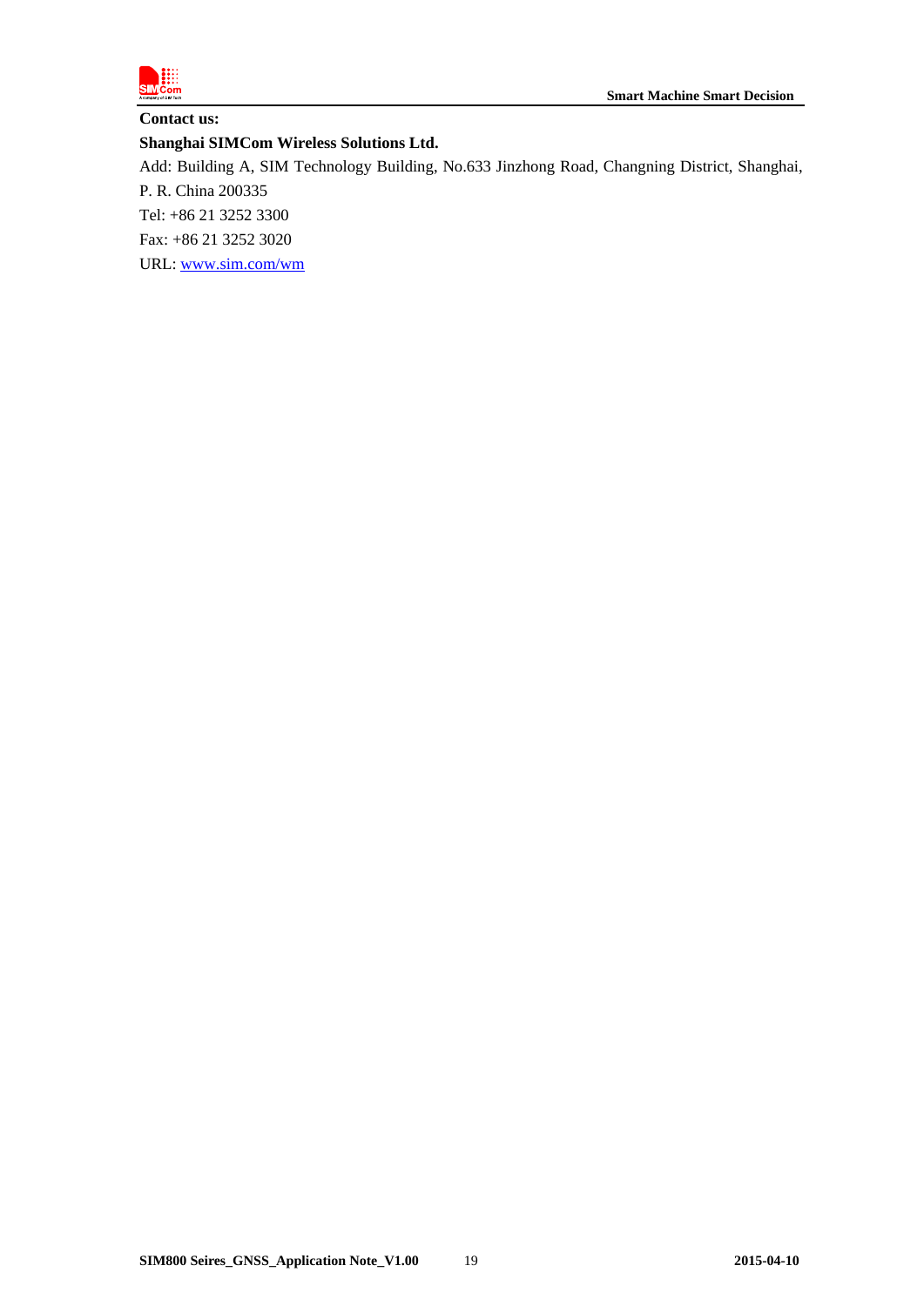**Contact us:**

**Shanghai SIMCom Wireless Solutions Ltd.**

Add: Building A, SIM Technology Building, No.633 Jinzhong Road, Changning District, Shanghai, P. R. China 200335

Tel: +86 21 3252 3300

Fax: +86 21 3252 3020

URL: www.sim.com/wm